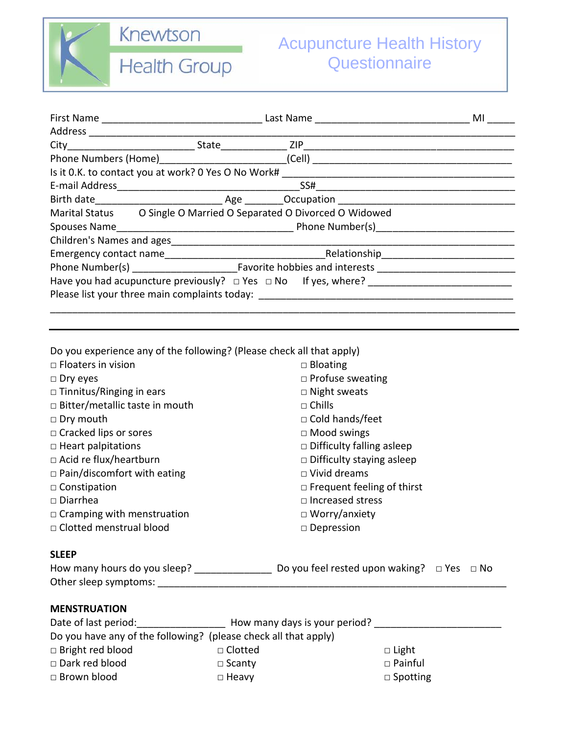Knewtson Health Group

# Acupuncture Health History Questionnaire

First Name ____________________________ Last Name ___________________________ MI _____
Address _________________________________________________________________________
City______________________ State____________ ZIP_____________________________________
Phone Numbers (Home)______________________(Cell) ____________________________________
Is it 0.K. to contact you at work? 0 Yes O No Work# ___________________________________________
E-mail Address_________________________________SS#____________________________________
Birth date______________________ Age _______Occupation ________________________________
Marital Status O Single O Married O Separated O Divorced O Widowed
Spouses Name________________________________ Phone Number(s)________________________
Children's Names and ages_____________________________________________________________
Emergency contact name_____________________________Relationship_______________________
Phone Number(s) ___________________Favorite hobbies and interests _______________________
Have you had acupuncture previously? □ Yes □ No If yes, where? __________________________
Please list your three main complaints today: ___________________________________________
______________________________________________________________________________

---

Do you experience any of the following? (Please check all that apply)

- □ Floaters in vision
- □ Dry eyes
- □ Tinnitus/Ringing in ears
- □ Bitter/metallic taste in mouth
- □ Dry mouth
- □ Cracked lips or sores
- □ Heart palpitations
- □ Acid re flux/heartburn
- □ Pain/discomfort with eating
- □ Constipation
- □ Diarrhea
- □ Cramping with menstruation
- □ Clotted menstrual blood
- □ Bloating
- □ Profuse sweating
- □ Night sweats
- □ Chills
- □ Cold hands/feet
- □ Mood swings
- □ Difficulty falling asleep
- □ Difficulty staying asleep
- □ Vivid dreams
- □ Frequent feeling of thirst
- □ Increased stress
- □ Worry/anxiety
- □ Depression

**SLEEP**

How many hours do you sleep? _____________ Do you feel rested upon waking? □ Yes □ No
Other sleep symptoms: _______________________________________________________________

**MENSTRUATION**

Date of last period:_______________ How many days is your period? ______________________
Do you have any of the following? (please check all that apply)

- □ Bright red blood
- □ Dark red blood
- □ Brown blood
- □ Clotted
- □ Scanty
- □ Heavy
- □ Light
- □ Painful
- □ Spotting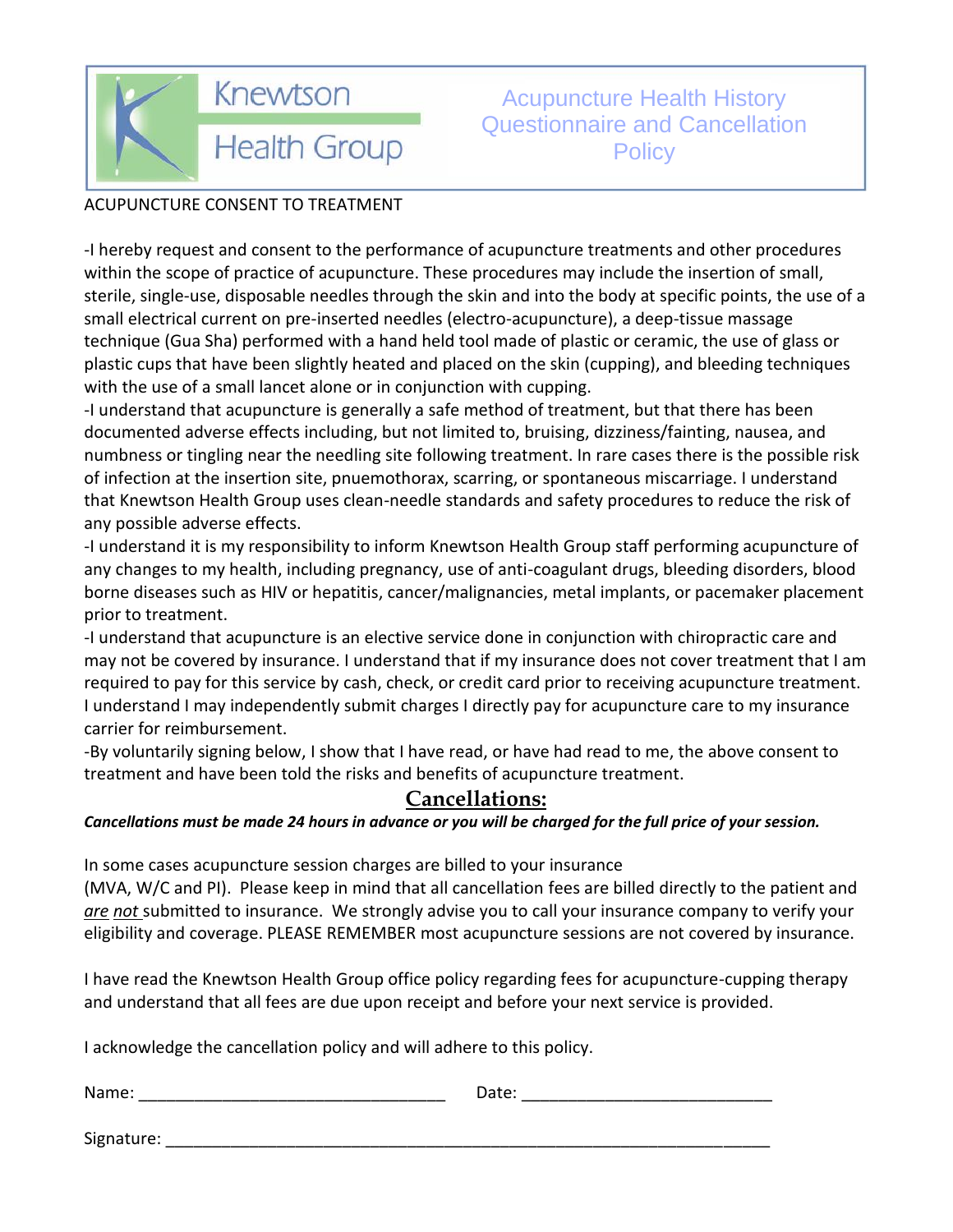Knewtson Health Group

# Acupuncture Health History Questionnaire and Cancellation Policy

ACUPUNCTURE CONSENT TO TREATMENT

-I hereby request and consent to the performance of acupuncture treatments and other procedures within the scope of practice of acupuncture. These procedures may include the insertion of small, sterile, single-use, disposable needles through the skin and into the body at specific points, the use of a small electrical current on pre-inserted needles (electro-acupuncture), a deep-tissue massage technique (Gua Sha) performed with a hand held tool made of plastic or ceramic, the use of glass or plastic cups that have been slightly heated and placed on the skin (cupping), and bleeding techniques with the use of a small lancet alone or in conjunction with cupping.

-I understand that acupuncture is generally a safe method of treatment, but that there has been documented adverse effects including, but not limited to, bruising, dizziness/fainting, nausea, and numbness or tingling near the needling site following treatment. In rare cases there is the possible risk of infection at the insertion site, pnuemothorax, scarring, or spontaneous miscarriage. I understand that Knewtson Health Group uses clean-needle standards and safety procedures to reduce the risk of any possible adverse effects.

-I understand it is my responsibility to inform Knewtson Health Group staff performing acupuncture of any changes to my health, including pregnancy, use of anti-coagulant drugs, bleeding disorders, blood borne diseases such as HIV or hepatitis, cancer/malignancies, metal implants, or pacemaker placement prior to treatment.

-I understand that acupuncture is an elective service done in conjunction with chiropractic care and may not be covered by insurance. I understand that if my insurance does not cover treatment that I am required to pay for this service by cash, check, or credit card prior to receiving acupuncture treatment. I understand I may independently submit charges I directly pay for acupuncture care to my insurance carrier for reimbursement.

-By voluntarily signing below, I show that I have read, or have had read to me, the above consent to treatment and have been told the risks and benefits of acupuncture treatment.

## Cancellations:

***Cancellations must be made 24 hours in advance or you will be charged for the full price of your session.***

In some cases acupuncture session charges are billed to your insurance (MVA, W/C and PI). Please keep in mind that all cancellation fees are billed directly to the patient and *are not* submitted to insurance. We strongly advise you to call your insurance company to verify your eligibility and coverage. PLEASE REMEMBER most acupuncture sessions are not covered by insurance.

I have read the Knewtson Health Group office policy regarding fees for acupuncture-cupping therapy and understand that all fees are due upon receipt and before your next service is provided.

I acknowledge the cancellation policy and will adhere to this policy.

Name: ________________________________ Date: __________________________

Signature: ______________________________________________________________